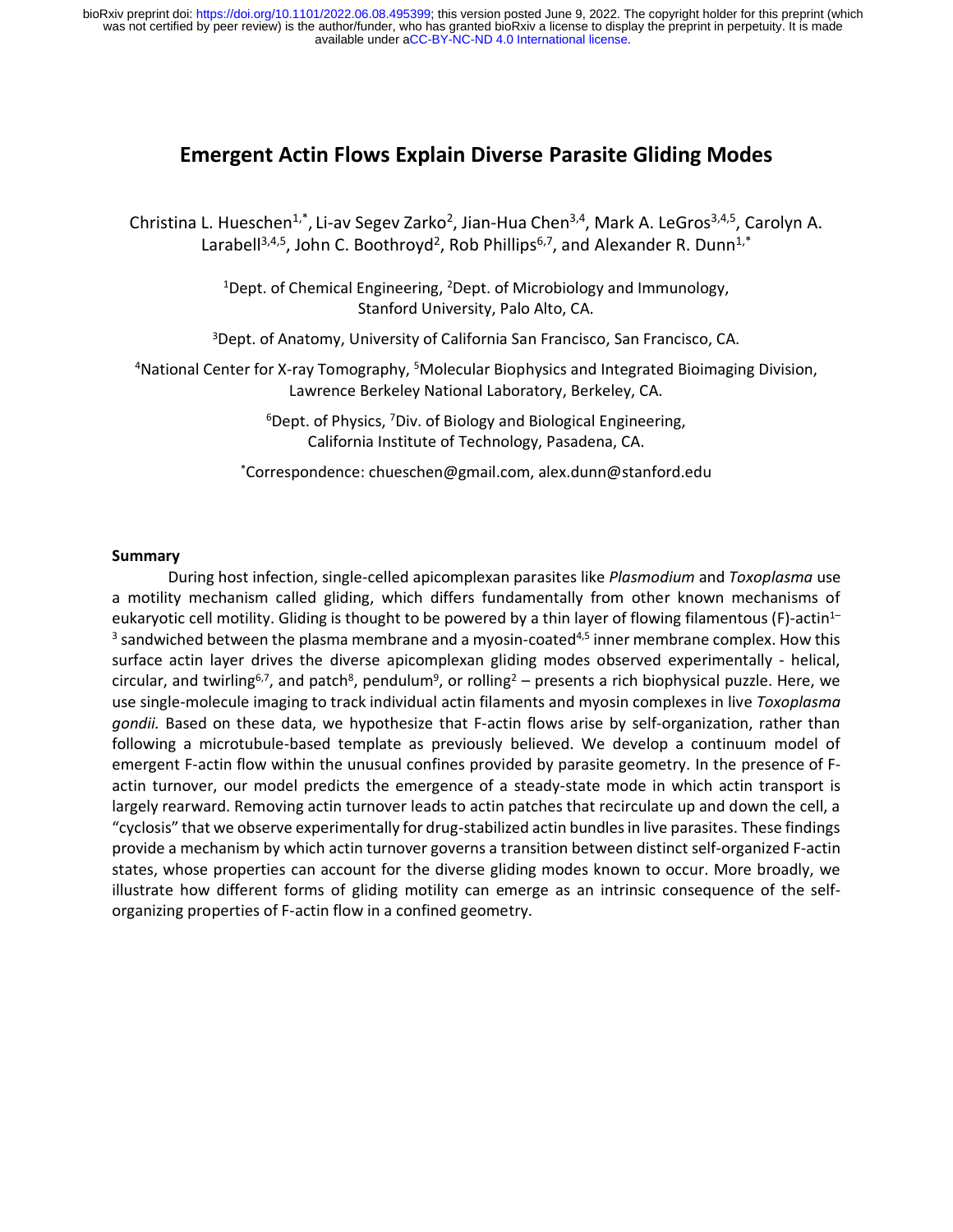# Emergent Actin Flows Explain Diverse Parasite Gliding Modes

Christina L. Hueschen[1,*], Li-av Segev Zarko[2], Jian-Hua Chen[3,4], Mark A. LeGros[3,4,5], Carolyn A. Larabell[3,4,5], John C. Boothroyd[2], Rob Phillips[6,7], and Alexander R. Dunn[1,*]

[1]Dept. of Chemical Engineering, [2]Dept. of Microbiology and Immunology, Stanford University, Palo Alto, CA.

[3]Dept. of Anatomy, University of California San Francisco, San Francisco, CA.

[4]National Center for X-ray Tomography, [5]Molecular Biophysics and Integrated Bioimaging Division, Lawrence Berkeley National Laboratory, Berkeley, CA.

[6]Dept. of Physics, [7]Div. of Biology and Biological Engineering, California Institute of Technology, Pasadena, CA.

[*]Correspondence: chueschen@gmail.com, alex.dunn@stanford.edu

### Summary

During host infection, single-celled apicomplexan parasites like *Plasmodium* and *Toxoplasma* use a motility mechanism called gliding, which differs fundamentally from other known mechanisms of eukaryotic cell motility. Gliding is thought to be powered by a thin layer of flowing filamentous (F)-actin[1–3] sandwiched between the plasma membrane and a myosin-coated[4,5] inner membrane complex. How this surface actin layer drives the diverse apicomplexan gliding modes observed experimentally - helical, circular, and twirling[6,7], and patch[8], pendulum[9], or rolling[2] – presents a rich biophysical puzzle. Here, we use single-molecule imaging to track individual actin filaments and myosin complexes in live *Toxoplasma gondii.* Based on these data, we hypothesize that F-actin flows arise by self-organization, rather than following a microtubule-based template as previously believed. We develop a continuum model of emergent F-actin flow within the unusual confines provided by parasite geometry. In the presence of F-actin turnover, our model predicts the emergence of a steady-state mode in which actin transport is largely rearward. Removing actin turnover leads to actin patches that recirculate up and down the cell, a "cyclosis" that we observe experimentally for drug-stabilized actin bundles in live parasites. These findings provide a mechanism by which actin turnover governs a transition between distinct self-organized F-actin states, whose properties can account for the diverse gliding modes known to occur. More broadly, we illustrate how different forms of gliding motility can emerge as an intrinsic consequence of the self-organizing properties of F-actin flow in a confined geometry.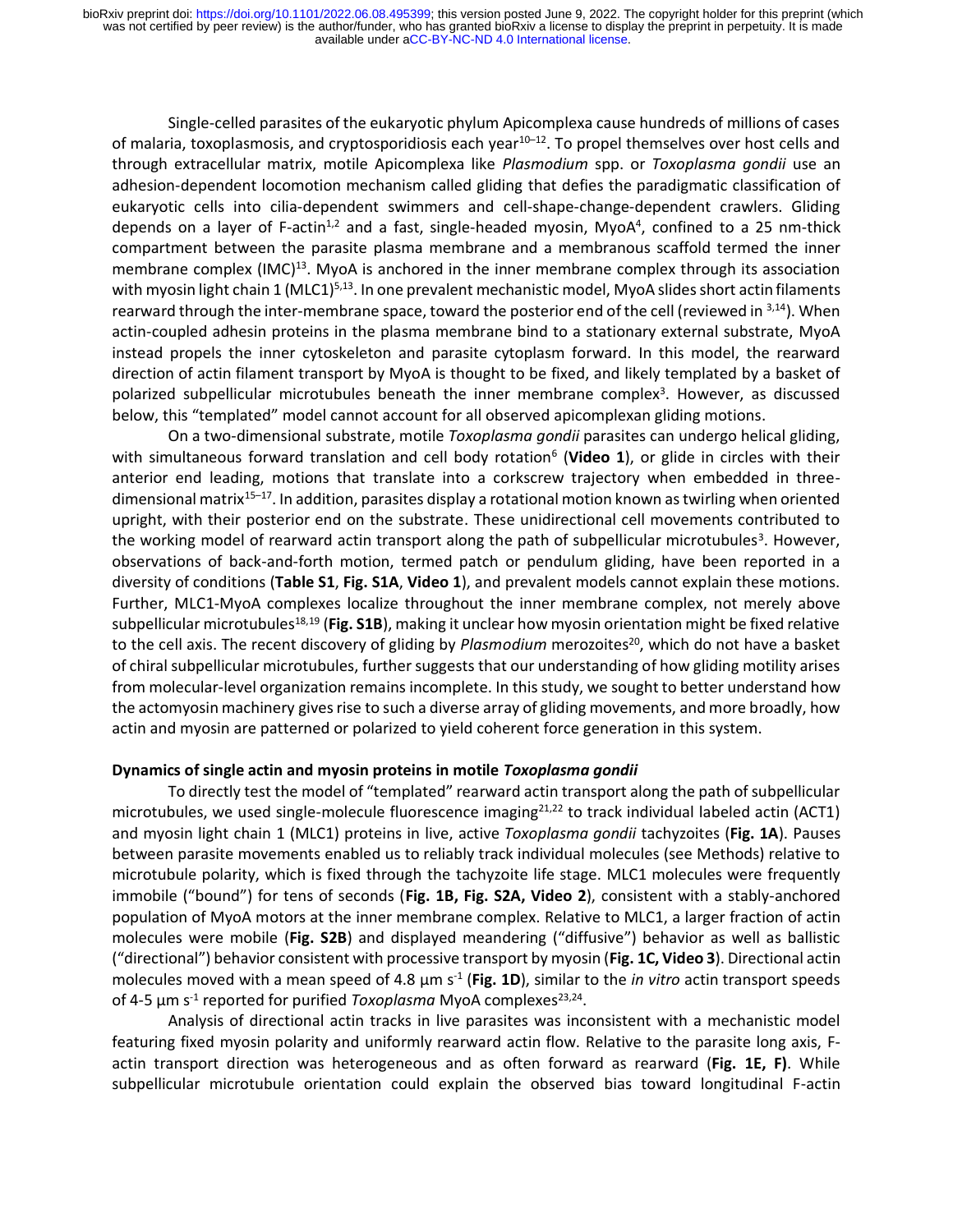Single-celled parasites of the eukaryotic phylum Apicomplexa cause hundreds of millions of cases of malaria, toxoplasmosis, and cryptosporidiosis each year[10–12]. To propel themselves over host cells and through extracellular matrix, motile Apicomplexa like *Plasmodium* spp. or *Toxoplasma gondii* use an adhesion-dependent locomotion mechanism called gliding that defies the paradigmatic classification of eukaryotic cells into cilia-dependent swimmers and cell-shape-change-dependent crawlers. Gliding depends on a layer of F-actin[1,2] and a fast, single-headed myosin, MyoA[4], confined to a 25 nm-thick compartment between the parasite plasma membrane and a membranous scaffold termed the inner membrane complex (IMC)[13]. MyoA is anchored in the inner membrane complex through its association with myosin light chain 1 (MLC1)[5,13]. In one prevalent mechanistic model, MyoA slides short actin filaments rearward through the inter-membrane space, toward the posterior end of the cell (reviewed in [3,14]). When actin-coupled adhesin proteins in the plasma membrane bind to a stationary external substrate, MyoA instead propels the inner cytoskeleton and parasite cytoplasm forward. In this model, the rearward direction of actin filament transport by MyoA is thought to be fixed, and likely templated by a basket of polarized subpellicular microtubules beneath the inner membrane complex[3]. However, as discussed below, this "templated" model cannot account for all observed apicomplexan gliding motions.

On a two-dimensional substrate, motile *Toxoplasma gondii* parasites can undergo helical gliding, with simultaneous forward translation and cell body rotation[6] (**Video 1**), or glide in circles with their anterior end leading, motions that translate into a corkscrew trajectory when embedded in three-dimensional matrix[15–17]. In addition, parasites display a rotational motion known as twirling when oriented upright, with their posterior end on the substrate. These unidirectional cell movements contributed to the working model of rearward actin transport along the path of subpellicular microtubules[3]. However, observations of back-and-forth motion, termed patch or pendulum gliding, have been reported in a diversity of conditions (**Table S1**, **Fig. S1A**, **Video 1**), and prevalent models cannot explain these motions. Further, MLC1-MyoA complexes localize throughout the inner membrane complex, not merely above subpellicular microtubules[18,19] (**Fig. S1B**), making it unclear how myosin orientation might be fixed relative to the cell axis. The recent discovery of gliding by *Plasmodium* merozoites[20], which do not have a basket of chiral subpellicular microtubules, further suggests that our understanding of how gliding motility arises from molecular-level organization remains incomplete. In this study, we sought to better understand how the actomyosin machinery gives rise to such a diverse array of gliding movements, and more broadly, how actin and myosin are patterned or polarized to yield coherent force generation in this system.

**Dynamics of single actin and myosin proteins in motile *Toxoplasma gondii***

To directly test the model of "templated" rearward actin transport along the path of subpellicular microtubules, we used single-molecule fluorescence imaging[21,22] to track individual labeled actin (ACT1) and myosin light chain 1 (MLC1) proteins in live, active *Toxoplasma gondii* tachyzoites (**Fig. 1A**). Pauses between parasite movements enabled us to reliably track individual molecules (see Methods) relative to microtubule polarity, which is fixed through the tachyzoite life stage. MLC1 molecules were frequently immobile ("bound") for tens of seconds (**Fig. 1B, Fig. S2A, Video 2**), consistent with a stably-anchored population of MyoA motors at the inner membrane complex. Relative to MLC1, a larger fraction of actin molecules were mobile (**Fig. S2B**) and displayed meandering ("diffusive") behavior as well as ballistic ("directional") behavior consistent with processive transport by myosin (**Fig. 1C, Video 3**). Directional actin molecules moved with a mean speed of 4.8 µm s$^{-1}$ (**Fig. 1D**), similar to the *in vitro* actin transport speeds of 4-5 µm s$^{-1}$ reported for purified *Toxoplasma* MyoA complexes[23,24].

Analysis of directional actin tracks in live parasites was inconsistent with a mechanistic model featuring fixed myosin polarity and uniformly rearward actin flow. Relative to the parasite long axis, F-actin transport direction was heterogeneous and as often forward as rearward (**Fig. 1E, F)**. While subpellicular microtubule orientation could explain the observed bias toward longitudinal F-actin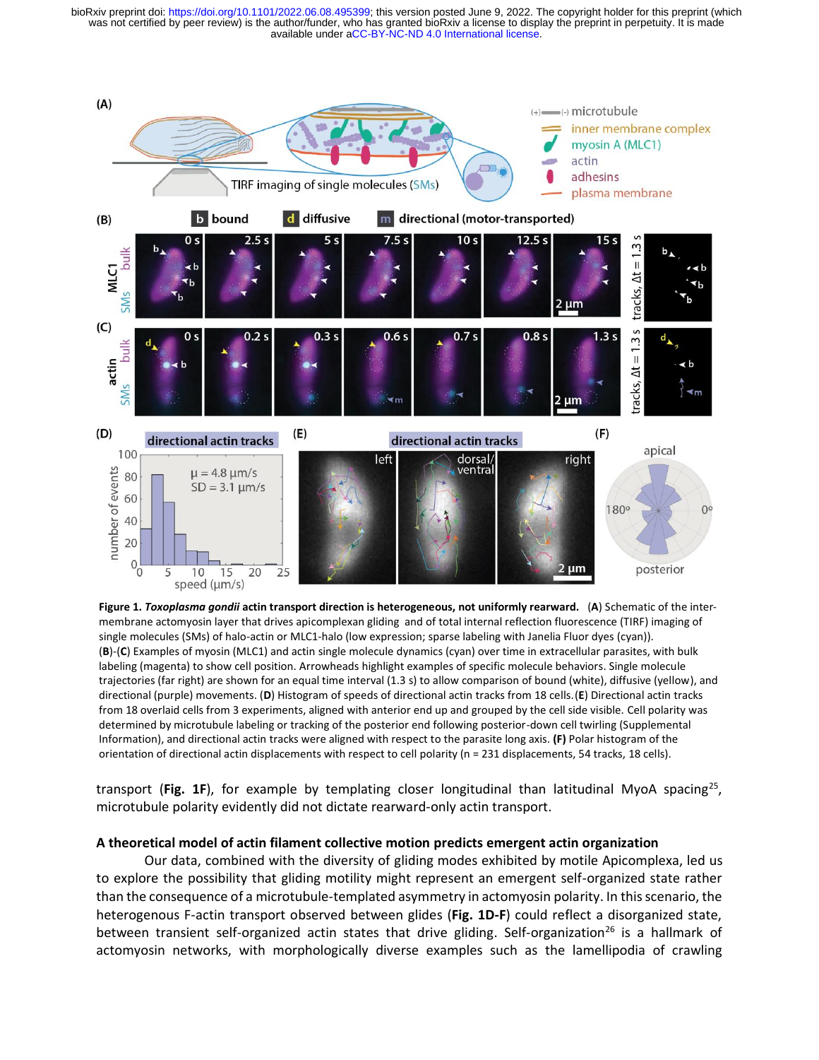**Figure 1. *Toxoplasma gondii* actin transport direction is heterogeneous, not uniformly rearward.** (**A**) Schematic of the inter-membrane actomyosin layer that drives apicomplexan gliding and of total internal reflection fluorescence (TIRF) imaging of single molecules (SMs) of halo-actin or MLC1-halo (low expression; sparse labeling with Janelia Fluor dyes (cyan)).
(**B**)-(**C**) Examples of myosin (MLC1) and actin single molecule dynamics (cyan) over time in extracellular parasites, with bulk labeling (magenta) to show cell position. Arrowheads highlight examples of specific molecule behaviors. Single molecule trajectories (far right) are shown for an equal time interval (1.3 s) to allow comparison of bound (white), diffusive (yellow), and directional (purple) movements. (**D**) Histogram of speeds of directional actin tracks from 18 cells. (**E**) Directional actin tracks from 18 overlaid cells from 3 experiments, aligned with anterior end up and grouped by the cell side visible. Cell polarity was determined by microtubule labeling or tracking of the posterior end following posterior-down cell twirling (Supplemental Information), and directional actin tracks were aligned with respect to the parasite long axis. **(F)** Polar histogram of the orientation of directional actin displacements with respect to cell polarity (n = 231 displacements, 54 tracks, 18 cells).

transport (**Fig. 1F**), for example by templating closer longitudinal than latitudinal MyoA spacing[25], microtubule polarity evidently did not dictate rearward-only actin transport.

### A theoretical model of actin filament collective motion predicts emergent actin organization

Our data, combined with the diversity of gliding modes exhibited by motile Apicomplexa, led us to explore the possibility that gliding motility might represent an emergent self-organized state rather than the consequence of a microtubule-templated asymmetry in actomyosin polarity. In this scenario, the heterogenous F-actin transport observed between glides (**Fig. 1D-F**) could reflect a disorganized state, between transient self-organized actin states that drive gliding. Self-organization[26] is a hallmark of actomyosin networks, with morphologically diverse examples such as the lamellipodia of crawling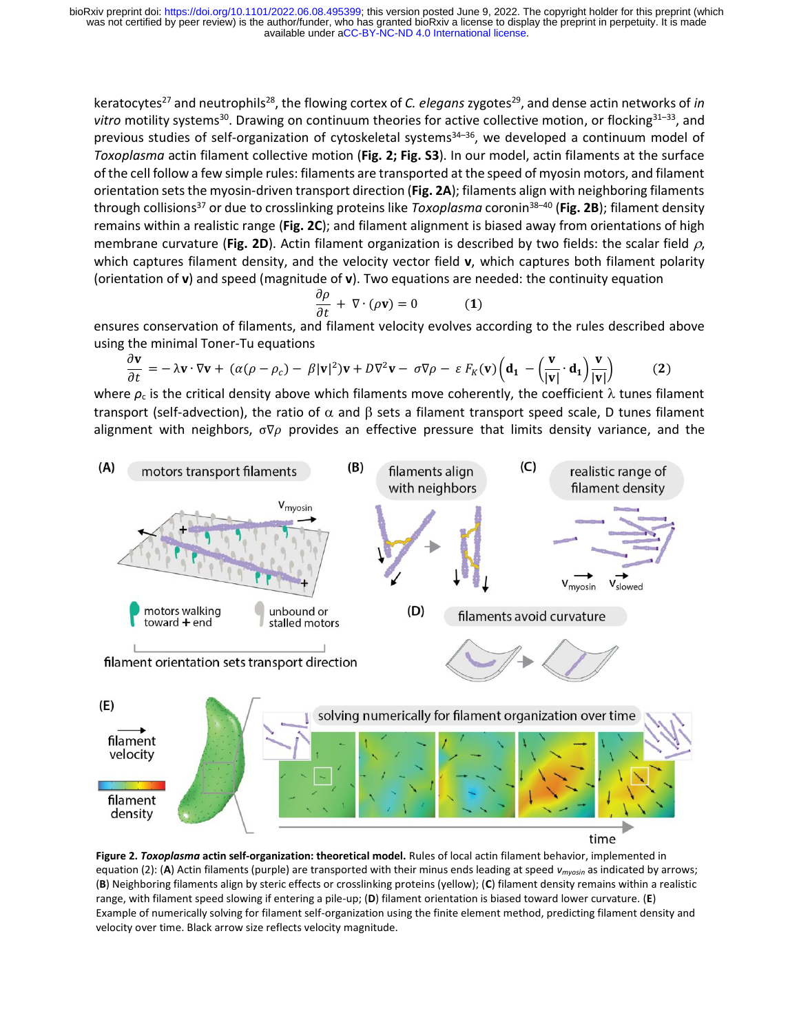keratocytes[27] and neutrophils[28], the flowing cortex of *C. elegans* zygotes[29], and dense actin networks of *in vitro* motility systems[30]. Drawing on continuum theories for active collective motion, or flocking[31–33], and previous studies of self-organization of cytoskeletal systems[34–36], we developed a continuum model of *Toxoplasma* actin filament collective motion (**Fig. 2; Fig. S3**). In our model, actin filaments at the surface of the cell follow a few simple rules: filaments are transported at the speed of myosin motors, and filament orientation sets the myosin-driven transport direction (**Fig. 2A**); filaments align with neighboring filaments through collisions[37] or due to crosslinking proteins like *Toxoplasma* coronin[38–40] (**Fig. 2B**); filament density remains within a realistic range (**Fig. 2C**); and filament alignment is biased away from orientations of high membrane curvature (**Fig. 2D**). Actin filament organization is described by two fields: the scalar field $\rho$, which captures filament density, and the velocity vector field $\mathbf{v}$, which captures both filament polarity (orientation of $\mathbf{v}$) and speed (magnitude of $\mathbf{v}$). Two equations are needed: the continuity equation

$$\frac{\partial \rho}{\partial t} + \nabla \cdot (\rho \mathbf{v}) = 0 \qquad (1)$$

ensures conservation of filaments, and filament velocity evolves according to the rules described above using the minimal Toner-Tu equations

$$\frac{\partial \mathbf{v}}{\partial t} = -\lambda \mathbf{v} \cdot \nabla \mathbf{v} + (\alpha(\rho - \rho_c) - \beta |\mathbf{v}|^2)\mathbf{v} + D\nabla^2 \mathbf{v} - \sigma \nabla \rho - \varepsilon F_K(\mathbf{v}) \left( \mathbf{d}_1 - \left( \frac{\mathbf{v}}{|\mathbf{v}|} \cdot \mathbf{d}_1 \right) \frac{\mathbf{v}}{|\mathbf{v}|} \right) \qquad (2)$$

where $\rho_c$ is the critical density above which filaments move coherently, the coefficient $\lambda$ tunes filament transport (self-advection), the ratio of $\alpha$ and $\beta$ sets a filament transport speed scale, D tunes filament alignment with neighbors, $\sigma \nabla \rho$ provides an effective pressure that limits density variance, and the

**Figure 2. *Toxoplasma* actin self-organization: theoretical model.** Rules of local actin filament behavior, implemented in equation (2): (**A**) Actin filaments (purple) are transported with their minus ends leading at speed $v_{myosin}$ as indicated by arrows; (**B**) Neighboring filaments align by steric effects or crosslinking proteins (yellow); (**C**) filament density remains within a realistic range, with filament speed slowing if entering a pile-up; (**D**) filament orientation is biased toward lower curvature. (**E**) Example of numerically solving for filament self-organization using the finite element method, predicting filament density and velocity over time. Black arrow size reflects velocity magnitude.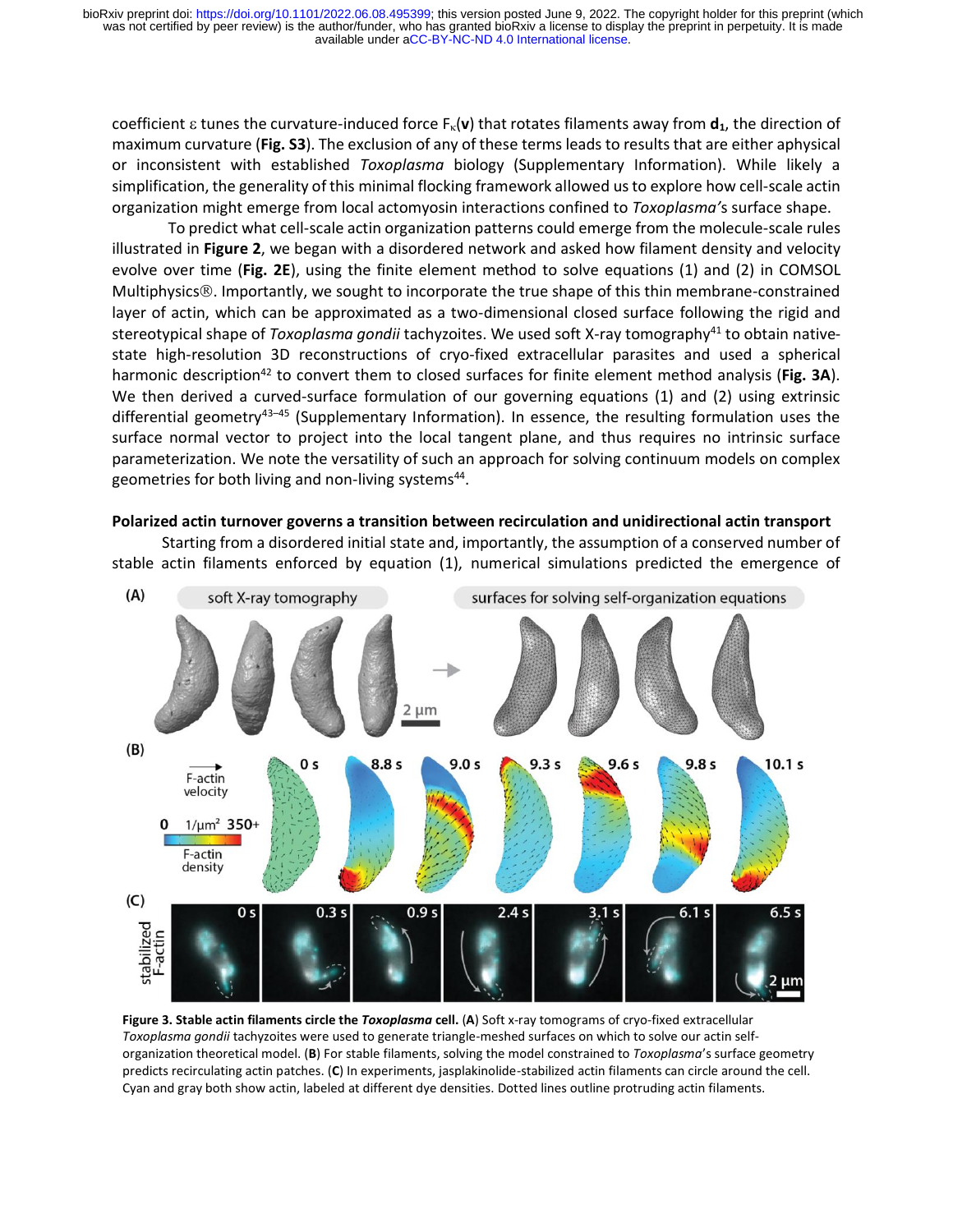coefficient $\varepsilon$ tunes the curvature-induced force $F_\kappa(\mathbf{v})$ that rotates filaments away from $\mathbf{d}_1$, the direction of maximum curvature (**Fig. S3**). The exclusion of any of these terms leads to results that are either aphysical or inconsistent with established *Toxoplasma* biology (Supplementary Information). While likely a simplification, the generality of this minimal flocking framework allowed us to explore how cell-scale actin organization might emerge from local actomyosin interactions confined to *Toxoplasma's* surface shape.

To predict what cell-scale actin organization patterns could emerge from the molecule-scale rules illustrated in **Figure 2**, we began with a disordered network and asked how filament density and velocity evolve over time (**Fig. 2E**), using the finite element method to solve equations (1) and (2) in COMSOL Multiphysics®. Importantly, we sought to incorporate the true shape of this thin membrane-constrained layer of actin, which can be approximated as a two-dimensional closed surface following the rigid and stereotypical shape of *Toxoplasma gondii* tachyzoites. We used soft X-ray tomography[41] to obtain native-state high-resolution 3D reconstructions of cryo-fixed extracellular parasites and used a spherical harmonic description[42] to convert them to closed surfaces for finite element method analysis (**Fig. 3A**). We then derived a curved-surface formulation of our governing equations (1) and (2) using extrinsic differential geometry[43–45] (Supplementary Information). In essence, the resulting formulation uses the surface normal vector to project into the local tangent plane, and thus requires no intrinsic surface parameterization. We note the versatility of such an approach for solving continuum models on complex geometries for both living and non-living systems[44].

**Polarized actin turnover governs a transition between recirculation and unidirectional actin transport**

Starting from a disordered initial state and, importantly, the assumption of a conserved number of stable actin filaments enforced by equation (1), numerical simulations predicted the emergence of

**Figure 3. Stable actin filaments circle the *Toxoplasma* cell.** (**A**) Soft x-ray tomograms of cryo-fixed extracellular *Toxoplasma gondii* tachyzoites were used to generate triangle-meshed surfaces on which to solve our actin self-organization theoretical model. (**B**) For stable filaments, solving the model constrained to *Toxoplasma*'s surface geometry predicts recirculating actin patches. (**C**) In experiments, jasplakinolide-stabilized actin filaments can circle around the cell. Cyan and gray both show actin, labeled at different dye densities. Dotted lines outline protruding actin filaments.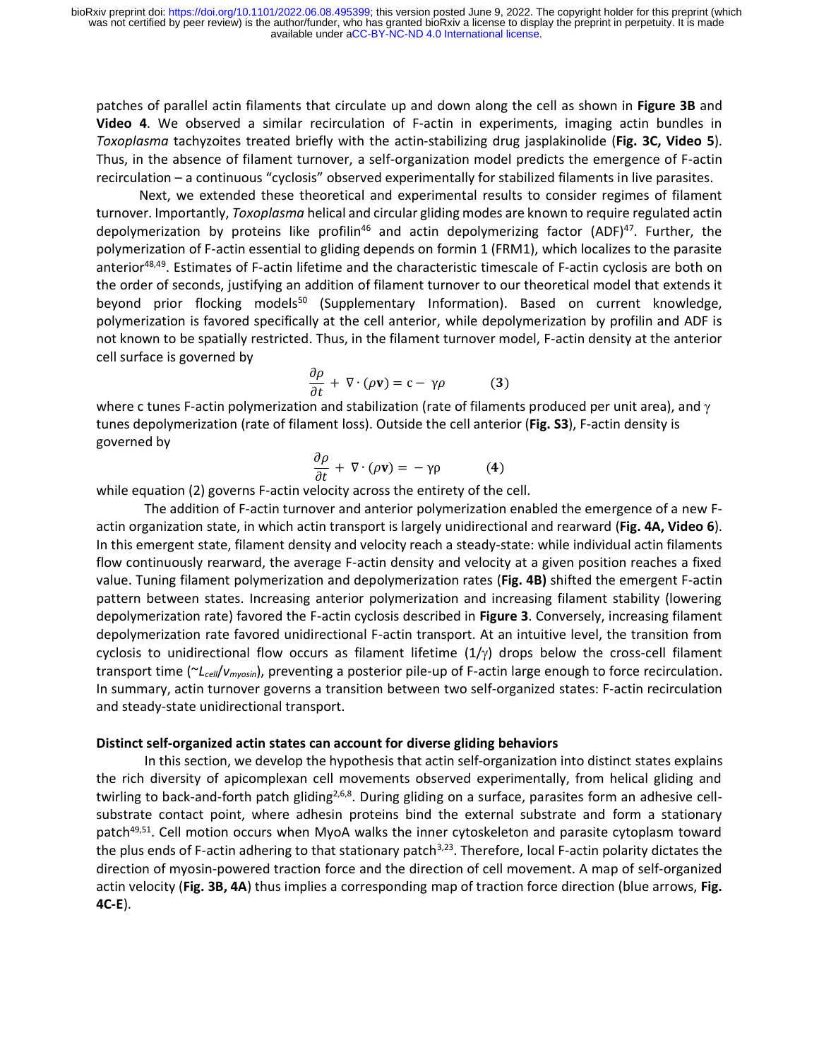patches of parallel actin filaments that circulate up and down along the cell as shown in **Figure 3B** and **Video 4**. We observed a similar recirculation of F-actin in experiments, imaging actin bundles in *Toxoplasma* tachyzoites treated briefly with the actin-stabilizing drug jasplakinolide (**Fig. 3C, Video 5**). Thus, in the absence of filament turnover, a self-organization model predicts the emergence of F-actin recirculation – a continuous "cyclosis" observed experimentally for stabilized filaments in live parasites.

Next, we extended these theoretical and experimental results to consider regimes of filament turnover. Importantly, *Toxoplasma* helical and circular gliding modes are known to require regulated actin depolymerization by proteins like profilin[46] and actin depolymerizing factor (ADF)[47]. Further, the polymerization of F-actin essential to gliding depends on formin 1 (FRM1), which localizes to the parasite anterior[48,49]. Estimates of F-actin lifetime and the characteristic timescale of F-actin cyclosis are both on the order of seconds, justifying an addition of filament turnover to our theoretical model that extends it beyond prior flocking models[50] (Supplementary Information). Based on current knowledge, polymerization is favored specifically at the cell anterior, while depolymerization by profilin and ADF is not known to be spatially restricted. Thus, in the filament turnover model, F-actin density at the anterior cell surface is governed by

$$\frac{\partial \rho}{\partial t} + \nabla \cdot (\rho \mathbf{v}) = c - \gamma \rho \qquad (\mathbf{3})$$

where c tunes F-actin polymerization and stabilization (rate of filaments produced per unit area), and $\gamma$ tunes depolymerization (rate of filament loss). Outside the cell anterior (**Fig. S3**), F-actin density is governed by

$$\frac{\partial \rho}{\partial t} + \nabla \cdot (\rho \mathbf{v}) = -\gamma \rho \qquad (\mathbf{4})$$

while equation (2) governs F-actin velocity across the entirety of the cell.

The addition of F-actin turnover and anterior polymerization enabled the emergence of a new F-actin organization state, in which actin transport is largely unidirectional and rearward (**Fig. 4A, Video 6**). In this emergent state, filament density and velocity reach a steady-state: while individual actin filaments flow continuously rearward, the average F-actin density and velocity at a given position reaches a fixed value. Tuning filament polymerization and depolymerization rates (**Fig. 4B)** shifted the emergent F-actin pattern between states. Increasing anterior polymerization and increasing filament stability (lowering depolymerization rate) favored the F-actin cyclosis described in **Figure 3**. Conversely, increasing filament depolymerization rate favored unidirectional F-actin transport. At an intuitive level, the transition from cyclosis to unidirectional flow occurs as filament lifetime ($1/\gamma$) drops below the cross-cell filament transport time ($\sim L_{cell}/v_{myosin}$), preventing a posterior pile-up of F-actin large enough to force recirculation. In summary, actin turnover governs a transition between two self-organized states: F-actin recirculation and steady-state unidirectional transport.

**Distinct self-organized actin states can account for diverse gliding behaviors**

In this section, we develop the hypothesis that actin self-organization into distinct states explains the rich diversity of apicomplexan cell movements observed experimentally, from helical gliding and twirling to back-and-forth patch gliding[2,6,8]. During gliding on a surface, parasites form an adhesive cell-substrate contact point, where adhesin proteins bind the external substrate and form a stationary patch[49,51]. Cell motion occurs when MyoA walks the inner cytoskeleton and parasite cytoplasm toward the plus ends of F-actin adhering to that stationary patch[3,23]. Therefore, local F-actin polarity dictates the direction of myosin-powered traction force and the direction of cell movement. A map of self-organized actin velocity (**Fig. 3B, 4A**) thus implies a corresponding map of traction force direction (blue arrows, **Fig. 4C-E**).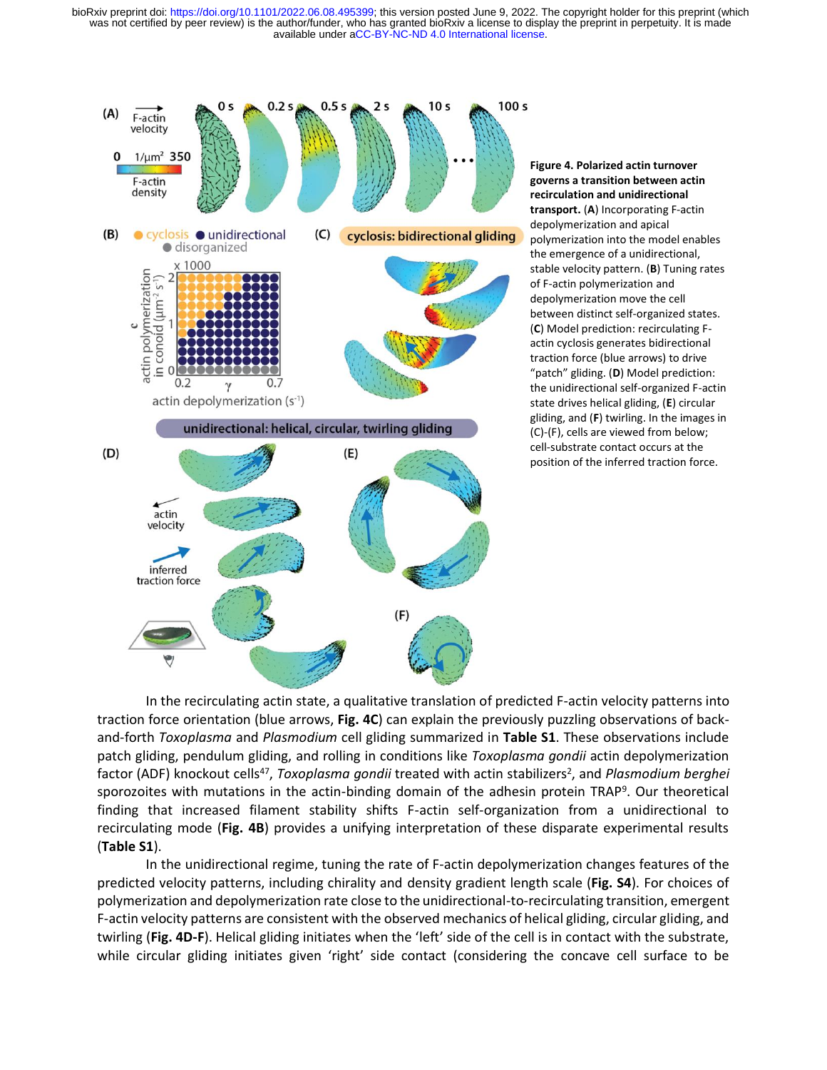**Figure 4. Polarized actin turnover governs a transition between actin recirculation and unidirectional transport.** (**A**) Incorporating F-actin depolymerization and apical polymerization into the model enables the emergence of a unidirectional, stable velocity pattern. (**B**) Tuning rates of F-actin polymerization and depolymerization move the cell between distinct self-organized states. (**C**) Model prediction: recirculating F-actin cyclosis generates bidirectional traction force (blue arrows) to drive "patch" gliding. (**D**) Model prediction: the unidirectional self-organized F-actin state drives helical gliding, (**E**) circular gliding, and (**F**) twirling. In the images in (C)-(F), cells are viewed from below; cell-substrate contact occurs at the position of the inferred traction force.

In the recirculating actin state, a qualitative translation of predicted F-actin velocity patterns into traction force orientation (blue arrows, **Fig. 4C**) can explain the previously puzzling observations of back-and-forth *Toxoplasma* and *Plasmodium* cell gliding summarized in **Table S1**. These observations include patch gliding, pendulum gliding, and rolling in conditions like *Toxoplasma gondii* actin depolymerization factor (ADF) knockout cells[47], *Toxoplasma gondii* treated with actin stabilizers[2], and *Plasmodium berghei* sporozoites with mutations in the actin-binding domain of the adhesin protein TRAP[9]. Our theoretical finding that increased filament stability shifts F-actin self-organization from a unidirectional to recirculating mode (**Fig. 4B**) provides a unifying interpretation of these disparate experimental results (**Table S1**).

In the unidirectional regime, tuning the rate of F-actin depolymerization changes features of the predicted velocity patterns, including chirality and density gradient length scale (**Fig. S4**). For choices of polymerization and depolymerization rate close to the unidirectional-to-recirculating transition, emergent F-actin velocity patterns are consistent with the observed mechanics of helical gliding, circular gliding, and twirling (**Fig. 4D-F**). Helical gliding initiates when the 'left' side of the cell is in contact with the substrate, while circular gliding initiates given 'right' side contact (considering the concave cell surface to be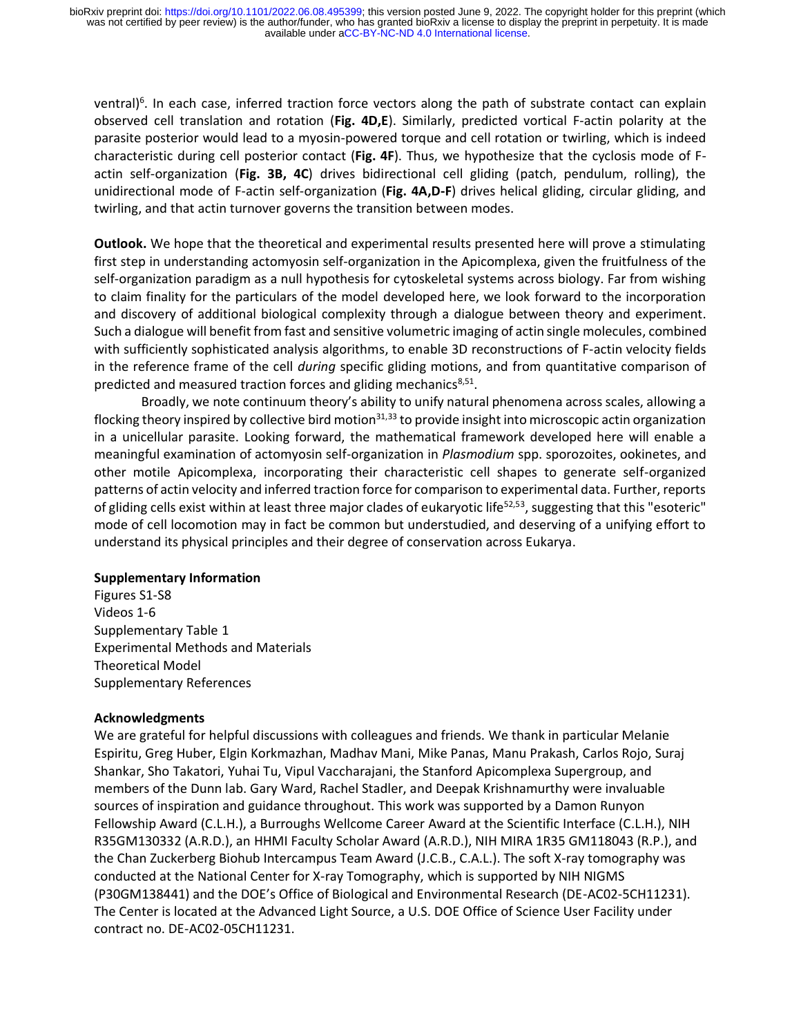ventral)[6]. In each case, inferred traction force vectors along the path of substrate contact can explain observed cell translation and rotation (**Fig. 4D,E**). Similarly, predicted vortical F-actin polarity at the parasite posterior would lead to a myosin-powered torque and cell rotation or twirling, which is indeed characteristic during cell posterior contact (**Fig. 4F**). Thus, we hypothesize that the cyclosis mode of F-actin self-organization (**Fig. 3B, 4C**) drives bidirectional cell gliding (patch, pendulum, rolling), the unidirectional mode of F-actin self-organization (**Fig. 4A,D-F**) drives helical gliding, circular gliding, and twirling, and that actin turnover governs the transition between modes.

**Outlook.** We hope that the theoretical and experimental results presented here will prove a stimulating first step in understanding actomyosin self-organization in the Apicomplexa, given the fruitfulness of the self-organization paradigm as a null hypothesis for cytoskeletal systems across biology. Far from wishing to claim finality for the particulars of the model developed here, we look forward to the incorporation and discovery of additional biological complexity through a dialogue between theory and experiment. Such a dialogue will benefit from fast and sensitive volumetric imaging of actin single molecules, combined with sufficiently sophisticated analysis algorithms, to enable 3D reconstructions of F-actin velocity fields in the reference frame of the cell *during* specific gliding motions, and from quantitative comparison of predicted and measured traction forces and gliding mechanics[8,51].

Broadly, we note continuum theory's ability to unify natural phenomena across scales, allowing a flocking theory inspired by collective bird motion[31,33] to provide insight into microscopic actin organization in a unicellular parasite. Looking forward, the mathematical framework developed here will enable a meaningful examination of actomyosin self-organization in *Plasmodium* spp. sporozoites, ookinetes, and other motile Apicomplexa, incorporating their characteristic cell shapes to generate self-organized patterns of actin velocity and inferred traction force for comparison to experimental data. Further, reports of gliding cells exist within at least three major clades of eukaryotic life[52,53], suggesting that this "esoteric" mode of cell locomotion may in fact be common but understudied, and deserving of a unifying effort to understand its physical principles and their degree of conservation across Eukarya.

**Supplementary Information**

Figures S1-S8
Videos 1-6
Supplementary Table 1
Experimental Methods and Materials
Theoretical Model
Supplementary References

**Acknowledgments**

We are grateful for helpful discussions with colleagues and friends. We thank in particular Melanie Espiritu, Greg Huber, Elgin Korkmazhan, Madhav Mani, Mike Panas, Manu Prakash, Carlos Rojo, Suraj Shankar, Sho Takatori, Yuhai Tu, Vipul Vaccharajani, the Stanford Apicomplexa Supergroup, and members of the Dunn lab. Gary Ward, Rachel Stadler, and Deepak Krishnamurthy were invaluable sources of inspiration and guidance throughout. This work was supported by a Damon Runyon Fellowship Award (C.L.H.), a Burroughs Wellcome Career Award at the Scientific Interface (C.L.H.), NIH R35GM130332 (A.R.D.), an HHMI Faculty Scholar Award (A.R.D.), NIH MIRA 1R35 GM118043 (R.P.), and the Chan Zuckerberg Biohub Intercampus Team Award (J.C.B., C.A.L.). The soft X-ray tomography was conducted at the National Center for X-ray Tomography, which is supported by NIH NIGMS (P30GM138441) and the DOE's Office of Biological and Environmental Research (DE-AC02-5CH11231). The Center is located at the Advanced Light Source, a U.S. DOE Office of Science User Facility under contract no. DE-AC02-05CH11231.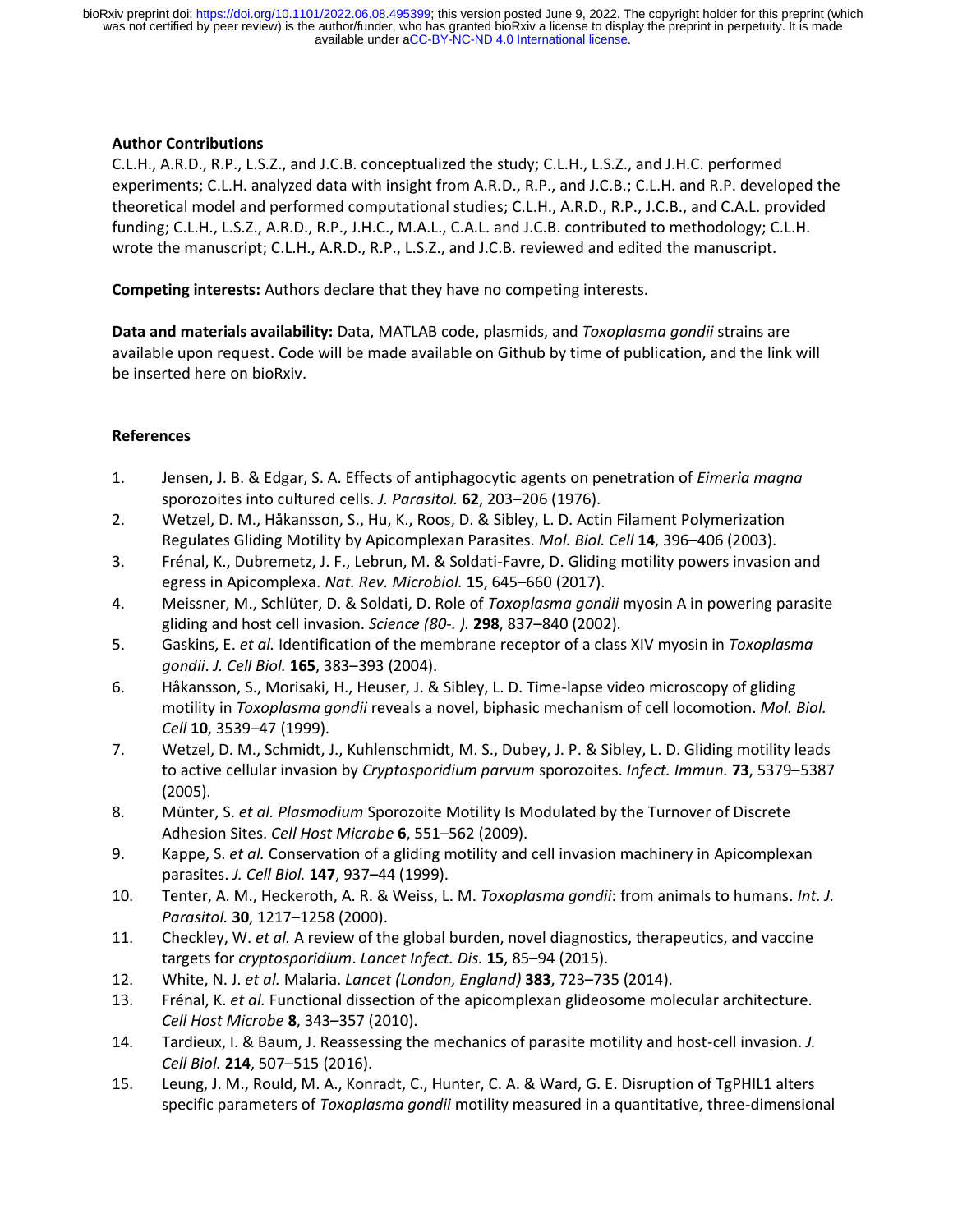**Author Contributions**

C.L.H., A.R.D., R.P., L.S.Z., and J.C.B. conceptualized the study; C.L.H., L.S.Z., and J.H.C. performed experiments; C.L.H. analyzed data with insight from A.R.D., R.P., and J.C.B.; C.L.H. and R.P. developed the theoretical model and performed computational studies; C.L.H., A.R.D., R.P., J.C.B., and C.A.L. provided funding; C.L.H., L.S.Z., A.R.D., R.P., J.H.C., M.A.L., C.A.L. and J.C.B. contributed to methodology; C.L.H. wrote the manuscript; C.L.H., A.R.D., R.P., L.S.Z., and J.C.B. reviewed and edited the manuscript.

**Competing interests:** Authors declare that they have no competing interests.

**Data and materials availability:** Data, MATLAB code, plasmids, and *Toxoplasma gondii* strains are available upon request. Code will be made available on Github by time of publication, and the link will be inserted here on bioRxiv.

**References**

1. Jensen, J. B. & Edgar, S. A. Effects of antiphagocytic agents on penetration of *Eimeria magna* sporozoites into cultured cells. *J. Parasitol.* **62**, 203–206 (1976).
2. Wetzel, D. M., Håkansson, S., Hu, K., Roos, D. & Sibley, L. D. Actin Filament Polymerization Regulates Gliding Motility by Apicomplexan Parasites. *Mol. Biol. Cell* **14**, 396–406 (2003).
3. Frénal, K., Dubremetz, J. F., Lebrun, M. & Soldati-Favre, D. Gliding motility powers invasion and egress in Apicomplexa. *Nat. Rev. Microbiol.* **15**, 645–660 (2017).
4. Meissner, M., Schlüter, D. & Soldati, D. Role of *Toxoplasma gondii* myosin A in powering parasite gliding and host cell invasion. *Science (80-. ).* **298**, 837–840 (2002).
5. Gaskins, E. *et al.* Identification of the membrane receptor of a class XIV myosin in *Toxoplasma gondii*. *J. Cell Biol.* **165**, 383–393 (2004).
6. Håkansson, S., Morisaki, H., Heuser, J. & Sibley, L. D. Time-lapse video microscopy of gliding motility in *Toxoplasma gondii* reveals a novel, biphasic mechanism of cell locomotion. *Mol. Biol. Cell* **10**, 3539–47 (1999).
7. Wetzel, D. M., Schmidt, J., Kuhlenschmidt, M. S., Dubey, J. P. & Sibley, L. D. Gliding motility leads to active cellular invasion by *Cryptosporidium parvum* sporozoites. *Infect. Immun.* **73**, 5379–5387 (2005).
8. Münter, S. *et al. Plasmodium* Sporozoite Motility Is Modulated by the Turnover of Discrete Adhesion Sites. *Cell Host Microbe* **6**, 551–562 (2009).
9. Kappe, S. *et al.* Conservation of a gliding motility and cell invasion machinery in Apicomplexan parasites. *J. Cell Biol.* **147**, 937–44 (1999).
10. Tenter, A. M., Heckeroth, A. R. & Weiss, L. M. *Toxoplasma gondii*: from animals to humans. *Int. J. Parasitol.* **30**, 1217–1258 (2000).
11. Checkley, W. *et al.* A review of the global burden, novel diagnostics, therapeutics, and vaccine targets for *cryptosporidium*. *Lancet Infect. Dis.* **15**, 85–94 (2015).
12. White, N. J. *et al.* Malaria. *Lancet (London, England)* **383**, 723–735 (2014).
13. Frénal, K. *et al.* Functional dissection of the apicomplexan glideosome molecular architecture. *Cell Host Microbe* **8**, 343–357 (2010).
14. Tardieux, I. & Baum, J. Reassessing the mechanics of parasite motility and host-cell invasion. *J. Cell Biol.* **214**, 507–515 (2016).
15. Leung, J. M., Rould, M. A., Konradt, C., Hunter, C. A. & Ward, G. E. Disruption of TgPHIL1 alters specific parameters of *Toxoplasma gondii* motility measured in a quantitative, three-dimensional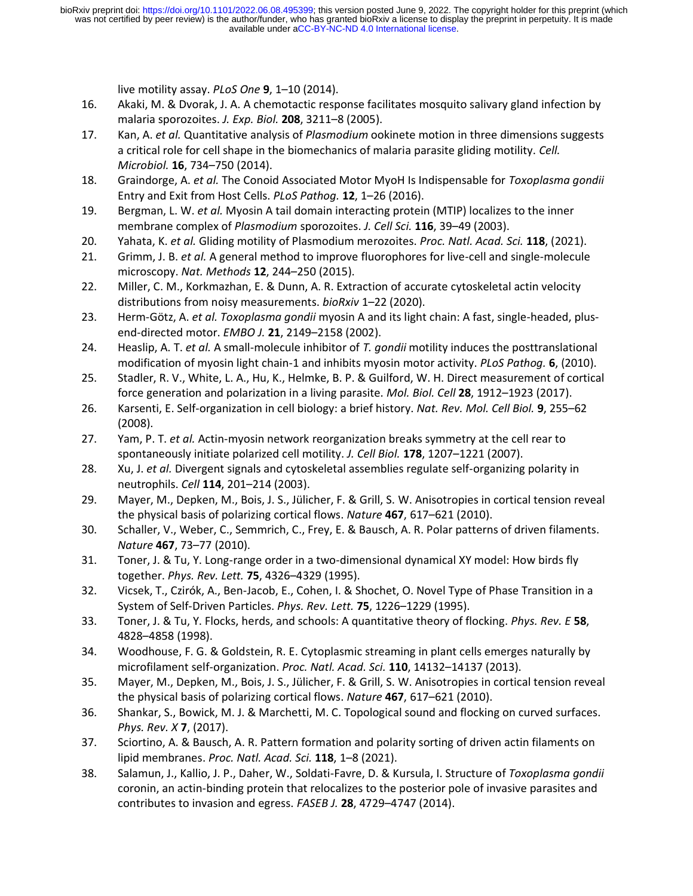live motility assay. *PLoS One* **9**, 1–10 (2014).

16. Akaki, M. & Dvorak, J. A. A chemotactic response facilitates mosquito salivary gland infection by malaria sporozoites. *J. Exp. Biol.* **208**, 3211–8 (2005).
17. Kan, A. *et al.* Quantitative analysis of *Plasmodium* ookinete motion in three dimensions suggests a critical role for cell shape in the biomechanics of malaria parasite gliding motility. *Cell. Microbiol.* **16**, 734–750 (2014).
18. Graindorge, A. *et al.* The Conoid Associated Motor MyoH Is Indispensable for *Toxoplasma gondii* Entry and Exit from Host Cells. *PLoS Pathog.* **12**, 1–26 (2016).
19. Bergman, L. W. *et al.* Myosin A tail domain interacting protein (MTIP) localizes to the inner membrane complex of *Plasmodium* sporozoites. *J. Cell Sci.* **116**, 39–49 (2003).
20. Yahata, K. *et al.* Gliding motility of Plasmodium merozoites. *Proc. Natl. Acad. Sci.* **118**, (2021).
21. Grimm, J. B. *et al.* A general method to improve fluorophores for live-cell and single-molecule microscopy. *Nat. Methods* **12**, 244–250 (2015).
22. Miller, C. M., Korkmazhan, E. & Dunn, A. R. Extraction of accurate cytoskeletal actin velocity distributions from noisy measurements. *bioRxiv* 1–22 (2020).
23. Herm-Götz, A. *et al. Toxoplasma gondii* myosin A and its light chain: A fast, single-headed, plus-end-directed motor. *EMBO J.* **21**, 2149–2158 (2002).
24. Heaslip, A. T. *et al.* A small-molecule inhibitor of *T. gondii* motility induces the posttranslational modification of myosin light chain-1 and inhibits myosin motor activity. *PLoS Pathog.* **6**, (2010).
25. Stadler, R. V., White, L. A., Hu, K., Helmke, B. P. & Guilford, W. H. Direct measurement of cortical force generation and polarization in a living parasite. *Mol. Biol. Cell* **28**, 1912–1923 (2017).
26. Karsenti, E. Self-organization in cell biology: a brief history. *Nat. Rev. Mol. Cell Biol.* **9**, 255–62 (2008).
27. Yam, P. T. *et al.* Actin-myosin network reorganization breaks symmetry at the cell rear to spontaneously initiate polarized cell motility. *J. Cell Biol.* **178**, 1207–1221 (2007).
28. Xu, J. *et al.* Divergent signals and cytoskeletal assemblies regulate self-organizing polarity in neutrophils. *Cell* **114**, 201–214 (2003).
29. Mayer, M., Depken, M., Bois, J. S., Jülicher, F. & Grill, S. W. Anisotropies in cortical tension reveal the physical basis of polarizing cortical flows. *Nature* **467**, 617–621 (2010).
30. Schaller, V., Weber, C., Semmrich, C., Frey, E. & Bausch, A. R. Polar patterns of driven filaments. *Nature* **467**, 73–77 (2010).
31. Toner, J. & Tu, Y. Long-range order in a two-dimensional dynamical XY model: How birds fly together. *Phys. Rev. Lett.* **75**, 4326–4329 (1995).
32. Vicsek, T., Czirók, A., Ben-Jacob, E., Cohen, I. & Shochet, O. Novel Type of Phase Transition in a System of Self-Driven Particles. *Phys. Rev. Lett.* **75**, 1226–1229 (1995).
33. Toner, J. & Tu, Y. Flocks, herds, and schools: A quantitative theory of flocking. *Phys. Rev. E* **58**, 4828–4858 (1998).
34. Woodhouse, F. G. & Goldstein, R. E. Cytoplasmic streaming in plant cells emerges naturally by microfilament self-organization. *Proc. Natl. Acad. Sci.* **110**, 14132–14137 (2013).
35. Mayer, M., Depken, M., Bois, J. S., Jülicher, F. & Grill, S. W. Anisotropies in cortical tension reveal the physical basis of polarizing cortical flows. *Nature* **467**, 617–621 (2010).
36. Shankar, S., Bowick, M. J. & Marchetti, M. C. Topological sound and flocking on curved surfaces. *Phys. Rev. X* **7**, (2017).
37. Sciortino, A. & Bausch, A. R. Pattern formation and polarity sorting of driven actin filaments on lipid membranes. *Proc. Natl. Acad. Sci.* **118**, 1–8 (2021).
38. Salamun, J., Kallio, J. P., Daher, W., Soldati-Favre, D. & Kursula, I. Structure of *Toxoplasma gondii* coronin, an actin-binding protein that relocalizes to the posterior pole of invasive parasites and contributes to invasion and egress. *FASEB J.* **28**, 4729–4747 (2014).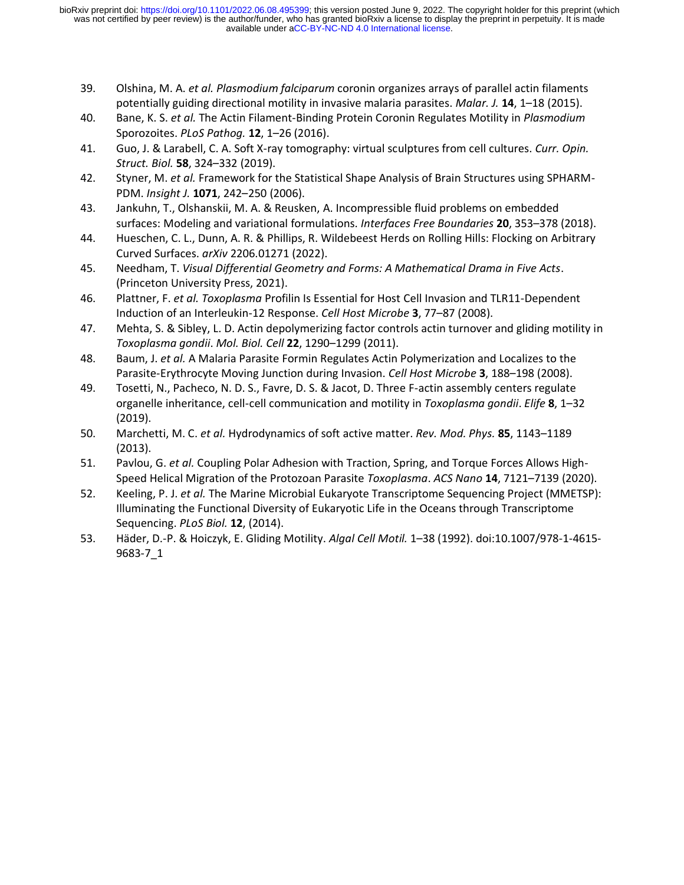39. Olshina, M. A. *et al. Plasmodium falciparum* coronin organizes arrays of parallel actin filaments potentially guiding directional motility in invasive malaria parasites. *Malar. J.* **14**, 1–18 (2015).
40. Bane, K. S. *et al.* The Actin Filament-Binding Protein Coronin Regulates Motility in *Plasmodium* Sporozoites. *PLoS Pathog.* **12**, 1–26 (2016).
41. Guo, J. & Larabell, C. A. Soft X-ray tomography: virtual sculptures from cell cultures. *Curr. Opin. Struct. Biol.* **58**, 324–332 (2019).
42. Styner, M. *et al.* Framework for the Statistical Shape Analysis of Brain Structures using SPHARM-PDM. *Insight J.* **1071**, 242–250 (2006).
43. Jankuhn, T., Olshanskii, M. A. & Reusken, A. Incompressible fluid problems on embedded surfaces: Modeling and variational formulations. *Interfaces Free Boundaries* **20**, 353–378 (2018).
44. Hueschen, C. L., Dunn, A. R. & Phillips, R. Wildebeest Herds on Rolling Hills: Flocking on Arbitrary Curved Surfaces. *arXiv* 2206.01271 (2022).
45. Needham, T. *Visual Differential Geometry and Forms: A Mathematical Drama in Five Acts*. (Princeton University Press, 2021).
46. Plattner, F. *et al. Toxoplasma* Profilin Is Essential for Host Cell Invasion and TLR11-Dependent Induction of an Interleukin-12 Response. *Cell Host Microbe* **3**, 77–87 (2008).
47. Mehta, S. & Sibley, L. D. Actin depolymerizing factor controls actin turnover and gliding motility in *Toxoplasma gondii*. *Mol. Biol. Cell* **22**, 1290–1299 (2011).
48. Baum, J. *et al.* A Malaria Parasite Formin Regulates Actin Polymerization and Localizes to the Parasite-Erythrocyte Moving Junction during Invasion. *Cell Host Microbe* **3**, 188–198 (2008).
49. Tosetti, N., Pacheco, N. D. S., Favre, D. S. & Jacot, D. Three F-actin assembly centers regulate organelle inheritance, cell-cell communication and motility in *Toxoplasma gondii*. *Elife* **8**, 1–32 (2019).
50. Marchetti, M. C. *et al.* Hydrodynamics of soft active matter. *Rev. Mod. Phys.* **85**, 1143–1189 (2013).
51. Pavlou, G. *et al.* Coupling Polar Adhesion with Traction, Spring, and Torque Forces Allows High-Speed Helical Migration of the Protozoan Parasite *Toxoplasma*. *ACS Nano* **14**, 7121–7139 (2020).
52. Keeling, P. J. *et al.* The Marine Microbial Eukaryote Transcriptome Sequencing Project (MMETSP): Illuminating the Functional Diversity of Eukaryotic Life in the Oceans through Transcriptome Sequencing. *PLoS Biol.* **12**, (2014).
53. Häder, D.-P. & Hoiczyk, E. Gliding Motility. *Algal Cell Motil.* 1–38 (1992). doi:10.1007/978-1-4615-9683-7_1